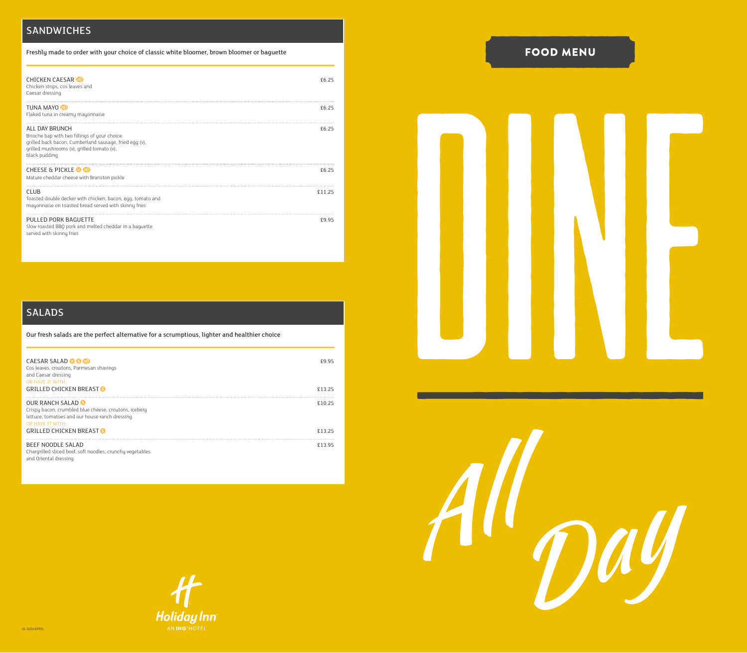## SANDWICHES

Freshly made to order with your choice of classic white bloomer, brown bloomer or baguette

**CHICKEN CAESAR** — £6.25
Chicken strips, cos leaves and Caesar dressing

**TUNA MAYO** — £6.25
Flaked tuna in creamy mayonnaise

**ALL DAY BRUNCH** — £6.25
Brioche bap with two fillings of your choice: grilled back bacon, Cumberland sausage, fried egg (v), grilled mushrooms (v), grilled tomato (v), black pudding

**CHEESE & PICKLE** — £6.25
Mature cheddar cheese with Branston pickle

**CLUB** — £11.25
Toasted double decker with chicken, bacon, egg, tomato and mayonnaise on toasted bread served with skinny fries

**PULLED PORK BAGUETTE** — £9.95
Slow roasted BBQ pork and melted cheddar in a baguette served with skinny fries

## SALADS

Our fresh salads are the perfect alternative for a scrumptious, lighter and healthier choice

**CAESAR SALAD** — £9.95
Cos leaves, croutons, Parmesan shavings and Caesar dressing
OR HAVE IT WITH:
**GRILLED CHICKEN BREAST** — £13.25

**OUR RANCH SALAD** — £10.25
Crispy bacon, crumbled blue cheese, croutons, iceberg lettuce, tomatoes and our house ranch dressing
OR HAVE IT WITH:
**GRILLED CHICKEN BREAST** — £13.25

**BEEF NOODLE SALAD** — £13.95
Chargrilled sliced beef, soft noodles, crunchy vegetables and Oriental dressing

Holiday Inn
AN IHG® HOTEL

OL MID/APRIL

# FOOD MENU

# DINE

# All Day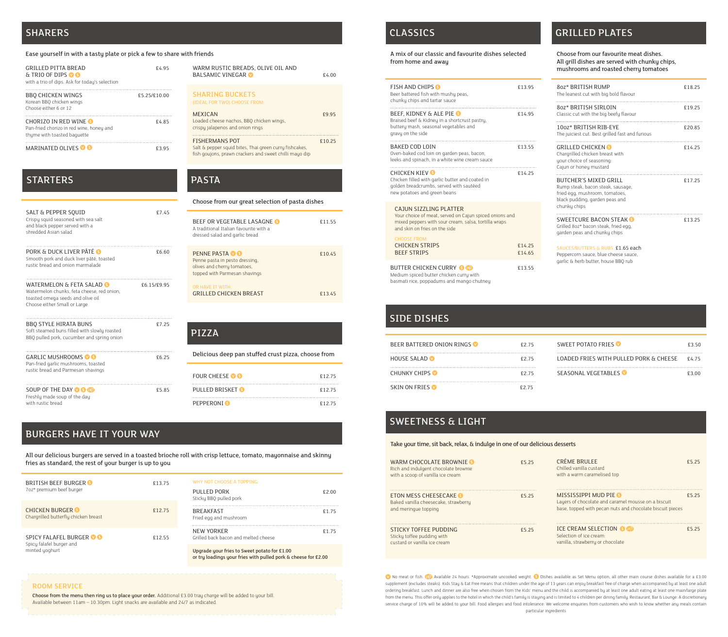## SHARERS

Ease yourself in with a tasty plate or pick a few to share with friends

| | |
|---|---|
| GRILLED PITTA BREAD & TRIO OF DIPS (V) (S)<br>with a trio of dips. Ask for today's selection | £4.95 |
| BBQ CHICKEN WINGS<br>Korean BBQ chicken wings<br>Choose either 6 or 12 | £5.25/£10.00 |
| CHORIZO IN RED WINE (S)<br>Pan-fried chorizo in red wine, honey and thyme with toasted baguette | £4.85 |
| MARINATED OLIVES (V) (S) | £3.95 |
| WARM RUSTIC BREADS, OLIVE OIL AND BALSAMIC VINEGAR (V) | £4.00 |

### SHARING BUCKETS

(IDEAL FOR TWO) CHOOSE FROM:

| | |
|---|---|
| MEXICAN<br>Loaded cheese nachos, BBQ chicken wings, crispy jalapenos and onion rings | £9.95 |
| FISHERMANS POT<br>Salt & pepper squid bites, Thai green curry fishcakes, fish goujons, prawn crackers and sweet chilli mayo dip | £10.25 |

## STARTERS

| | |
|---|---|
| SALT & PEPPER SQUID<br>Crispy squid seasoned with sea salt and black pepper served with a shredded Asian salad | £7.45 |
| PORK & DUCK LIVER PÂTÉ (S)<br>Smooth pork and duck liver pâté, toasted rustic bread and onion marmalade | £6.60 |
| WATERMELON & FETA SALAD (S)<br>Watermelon chunks, feta cheese, red onion, toasted omega seeds and olive oil<br>Choose either Small or Large | £6.15/£9.95 |
| BBQ STYLE HIRATA BUNS<br>Soft steamed buns filled with slowly roasted BBQ pulled pork, cucumber and spring onion | £7.25 |
| GARLIC MUSHROOMS (V) (S)<br>Pan-fried garlic mushrooms, toasted rustic bread and Parmesan shavings | £6.25 |
| SOUP OF THE DAY (V) (S) (24)<br>Freshly made soup of the day with rustic bread | £5.85 |

## PASTA

Choose from our great selection of pasta dishes

| | |
|---|---|
| BEEF OR VEGETABLE LASAGNE (S)<br>A traditional Italian favourite with a dressed salad and garlic bread | £11.55 |
| PENNE PASTA (V) (S)<br>Penne pasta in pesto dressing, olives and cherry tomatoes, topped with Parmesan shavings | £10.45 |
| OR HAVE IT WITH:<br>GRILLED CHICKEN BREAST | £13.45 |

## PIZZA

Delicious deep pan stuffed crust pizza, choose from

| | |
|---|---|
| FOUR CHEESE (V) (S) | £12.75 |
| PULLED BRISKET (S) | £12.75 |
| PEPPERONI (S) | £12.75 |

## BURGERS HAVE IT YOUR WAY

All our delicious burgers are served in a toasted brioche roll with crisp lettuce, tomato, mayonnaise and skinny fries as standard, the rest of your burger is up to you

| | |
|---|---|
| BRITISH BEEF BURGER (S)<br>7oz* premium beef burger | £13.75 |
| CHICKEN BURGER (S)<br>Chargrilled butterfly chicken breast | £12.75 |
| SPICY FALAFEL BURGER (V) (S)<br>Spicy falafel burger and minted yoghurt | £12.55 |

WHY NOT CHOOSE A TOPPING:

| | |
|---|---|
| PULLED PORK<br>Sticky BBQ pulled pork | £2.00 |
| BREAKFAST<br>Fried egg and mushroom | £1.75 |
| NEW YORKER<br>Grilled back bacon and melted cheese | £1.75 |

**Upgrade your fries to Sweet potato for £1.00 or try loadings your fries with pulled pork & cheese for £2.00**

### ROOM SERVICE

**Choose from the menu then ring us to place your order.** Additional £3.00 tray charge will be added to your bill. Available between 11am – 10.30pm. Light snacks are available and 24/7 as indicated.

## CLASSICS

A mix of our classic and favourite dishes selected from home and away

| | |
|---|---|
| FISH AND CHIPS (S)<br>Beer battered fish with mushy peas, chunky chips and tartar sauce | £13.95 |
| BEEF, KIDNEY & ALE PIE (S)<br>Braised beef & Kidney in a shortcrust pastry, buttery mash, seasonal vegetables and gravy on the side | £14.95 |
| BAKED COD LOIN<br>Oven-baked cod loin on garden peas, bacon, leeks and spinach, in a white wine cream sauce | £13.55 |
| CHICKEN KIEV (S)<br>Chicken filled with garlic butter and coated in golden breadcrumbs, served with sautéed new potatoes and green beans | £14.25 |

### CAJUN SIZZLING PLATTER

Your choice of meat, served on Cajun spiced onions and mixed peppers with sour cream, salsa, tortilla wraps and skin on fries on the side

CHOOSE FROM:

| | |
|---|---|
| CHICKEN STRIPS | £14.25 |
| BEEF STRIPS | £14.65 |
| BUTTER CHICKEN CURRY (S) (24)<br>Medium spiced butter chicken curry with basmati rice, poppadums and mango chutney | £13.55 |

## GRILLED PLATES

Choose from our favourite meat dishes. All grill dishes are served with chunky chips, mushrooms and roasted cherry tomatoes

| | |
|---|---|
| 8oz* BRITISH RUMP<br>The leanest cut with big bold flavour | £18.25 |
| 8oz* BRITISH SIRLOIN<br>Classic cut with the big beefy flavour | £19.25 |
| 10oz* BRITISH RIB-EYE<br>The juiciest cut. Best grilled fast and furious | £20.85 |
| GRILLED CHICKEN (S)<br>Chargrilled chicken breast with your choice of seasoning: Cajun or honey mustard | £14.25 |
| BUTCHER'S MIXED GRILL<br>Rump steak, bacon steak, sausage, fried egg, mushroom, tomatoes, black pudding, garden peas and chunky chips | £17.25 |
| SWEETCURE BACON STEAK (S)<br>Grilled 8oz* bacon steak, fried egg, garden peas and chunky chips | £13.25 |

SAUCES/BUTTERS & RUBS £1.65 each
Peppercorn sauce, blue cheese sauce, garlic & herb butter, house BBQ rub

## SIDE DISHES

| | |
|---|---|
| BEER BATTERED ONION RINGS (V) | £2.75 |
| HOUSE SALAD (V) | £2.75 |
| CHUNKY CHIPS (V) | £2.75 |
| SKIN ON FRIES (V) | £2.75 |
| SWEET POTATO FRIES (V) | £3.50 |
| LOADED FRIES WITH PULLED PORK & CHEESE | £4.75 |
| SEASONAL VEGETABLES (V) | £3.00 |

## SWEETNESS & LIGHT

Take your time, sit back, relax, & indulge in one of our delicious desserts

| | |
|---|---|
| WARM CHOCOLATE BROWNIE (S)<br>Rich and indulgent chocolate brownie with a scoop of vanilla ice cream | £5.25 |
| ETON MESS CHEESECAKE (S)<br>Baked vanilla cheesecake, strawberry and meringue topping | £5.25 |
| STICKY TOFFEE PUDDING<br>Sticky toffee pudding with custard or vanilla ice cream | £5.25 |
| CRÈME BRULEE<br>Chilled vanilla custard with a warm caramelised top | £5.25 |
| MISSISSIPPI MUD PIE (S)<br>Layers of chocolate and caramel mousse on a biscuit base, topped with pecan nuts and chocolate biscuit pieces | £5.25 |
| ICE CREAM SELECTION (S) (24)<br>Selection of ice cream: vanilla, strawberry or chocolate | £5.25 |

(V) No meat or fish. (24) Available 24 hours. *Approximate uncooked weight. (S) Dishes available as Set Menu option, all other main course dishes available for a £3.00 supplement (excludes steaks). Kids Stay & Eat Free means that children under the age of 13 years can enjoy breakfast free of charge when accompanied by at least one adult ordering breakfast. Lunch and dinner are also free when chosen from the Kids' menu and the child is accompanied by at least one adult eating at least one main/large plate from the menu. This offer only applies to the hotel in which the child's family is staying and is limited to 4 children per dining family. Restaurant, Bar & Lounge: A discretionary service charge of 10% will be added to your bill. Food allergies and food intolerance: We welcome enquiries from customers who wish to know whether any meals contain particular ingredients